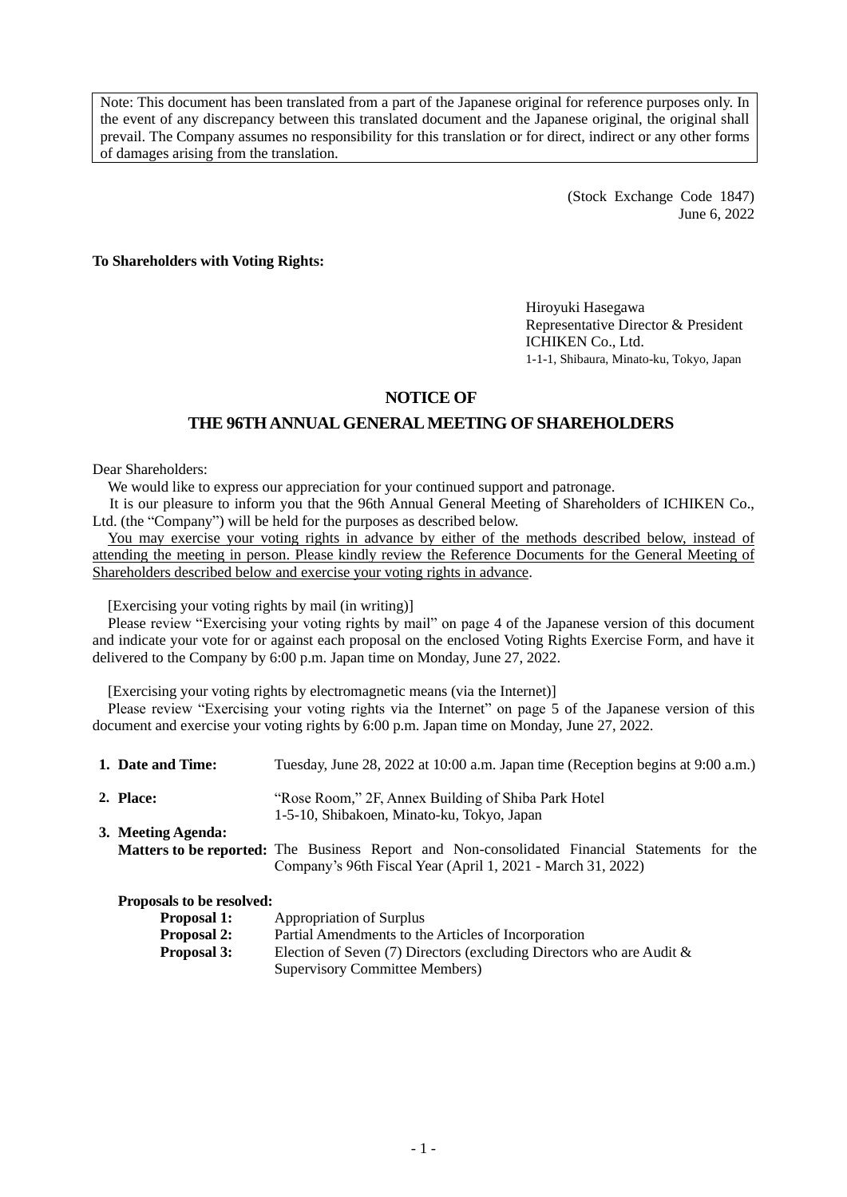Note: This document has been translated from a part of the Japanese original for reference purposes only. In the event of any discrepancy between this translated document and the Japanese original, the original shall prevail. The Company assumes no responsibility for this translation or for direct, indirect or any other forms of damages arising from the translation.

(Stock Exchange Code 1847)
June 6, 2022

**To Shareholders with Voting Rights:**

Hiroyuki Hasegawa
Representative Director & President
ICHIKEN Co., Ltd.
1-1-1, Shibaura, Minato-ku, Tokyo, Japan

# NOTICE OF
# THE 96TH ANNUAL GENERAL MEETING OF SHAREHOLDERS

Dear Shareholders:

We would like to express our appreciation for your continued support and patronage.

It is our pleasure to inform you that the 96th Annual General Meeting of Shareholders of ICHIKEN Co., Ltd. (the "Company") will be held for the purposes as described below.

You may exercise your voting rights in advance by either of the methods described below, instead of attending the meeting in person. Please kindly review the Reference Documents for the General Meeting of Shareholders described below and exercise your voting rights in advance.

[Exercising your voting rights by mail (in writing)]

Please review "Exercising your voting rights by mail" on page 4 of the Japanese version of this document and indicate your vote for or against each proposal on the enclosed Voting Rights Exercise Form, and have it delivered to the Company by 6:00 p.m. Japan time on Monday, June 27, 2022.

[Exercising your voting rights by electromagnetic means (via the Internet)]

Please review "Exercising your voting rights via the Internet" on page 5 of the Japanese version of this document and exercise your voting rights by 6:00 p.m. Japan time on Monday, June 27, 2022.

1. **Date and Time:** Tuesday, June 28, 2022 at 10:00 a.m. Japan time (Reception begins at 9:00 a.m.)

2. **Place:** "Rose Room," 2F, Annex Building of Shiba Park Hotel
   1-5-10, Shibakoen, Minato-ku, Tokyo, Japan

3. **Meeting Agenda:**

   **Matters to be reported:** The Business Report and Non-consolidated Financial Statements for the Company's 96th Fiscal Year (April 1, 2021 - March 31, 2022)

   **Proposals to be resolved:**

   **Proposal 1:** Appropriation of Surplus

   **Proposal 2:** Partial Amendments to the Articles of Incorporation

   **Proposal 3:** Election of Seven (7) Directors (excluding Directors who are Audit & Supervisory Committee Members)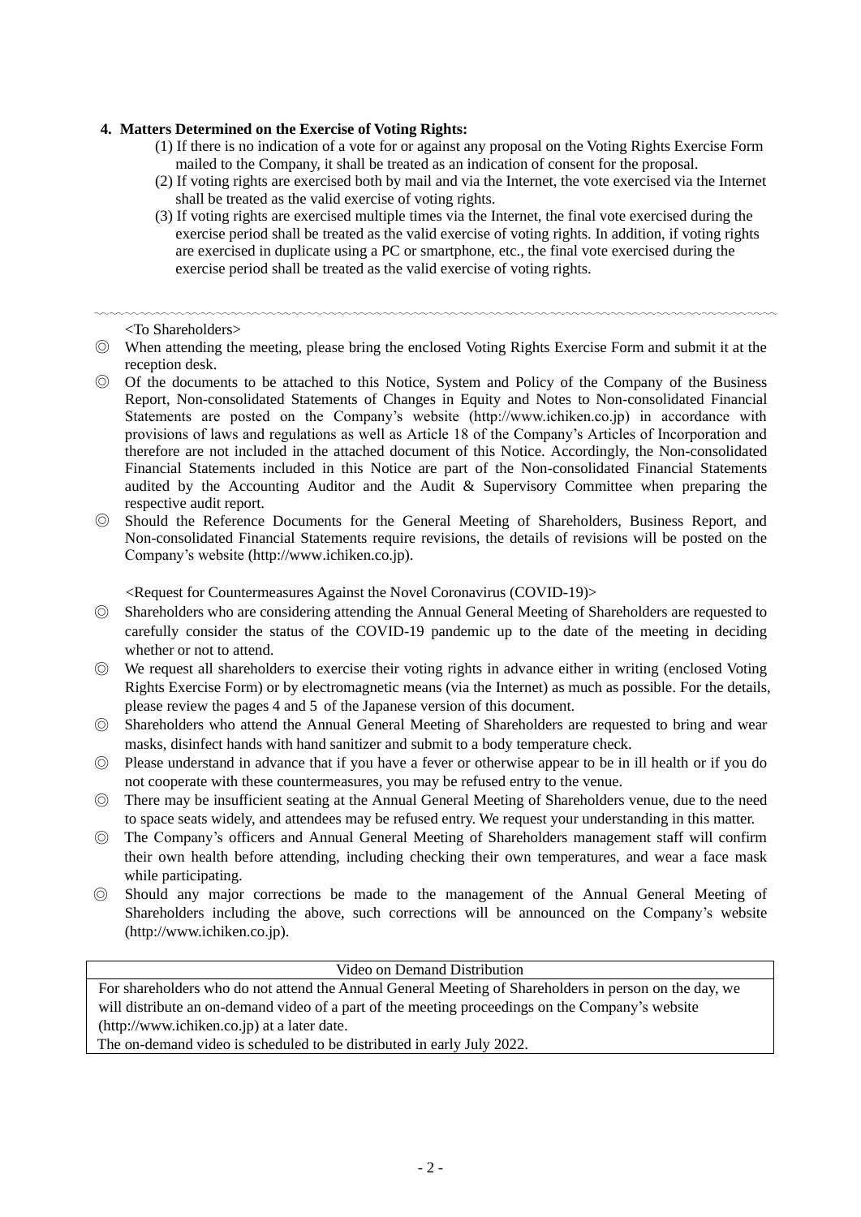**4. Matters Determined on the Exercise of Voting Rights:**

(1) If there is no indication of a vote for or against any proposal on the Voting Rights Exercise Form mailed to the Company, it shall be treated as an indication of consent for the proposal.

(2) If voting rights are exercised both by mail and via the Internet, the vote exercised via the Internet shall be treated as the valid exercise of voting rights.

(3) If voting rights are exercised multiple times via the Internet, the final vote exercised during the exercise period shall be treated as the valid exercise of voting rights. In addition, if voting rights are exercised in duplicate using a PC or smartphone, etc., the final vote exercised during the exercise period shall be treated as the valid exercise of voting rights.

---

<To Shareholders>

◎ When attending the meeting, please bring the enclosed Voting Rights Exercise Form and submit it at the reception desk.

◎ Of the documents to be attached to this Notice, System and Policy of the Company of the Business Report, Non-consolidated Statements of Changes in Equity and Notes to Non-consolidated Financial Statements are posted on the Company's website (http://www.ichiken.co.jp) in accordance with provisions of laws and regulations as well as Article 18 of the Company's Articles of Incorporation and therefore are not included in the attached document of this Notice. Accordingly, the Non-consolidated Financial Statements included in this Notice are part of the Non-consolidated Financial Statements audited by the Accounting Auditor and the Audit & Supervisory Committee when preparing the respective audit report.

◎ Should the Reference Documents for the General Meeting of Shareholders, Business Report, and Non-consolidated Financial Statements require revisions, the details of revisions will be posted on the Company's website (http://www.ichiken.co.jp).

<Request for Countermeasures Against the Novel Coronavirus (COVID-19)>

◎ Shareholders who are considering attending the Annual General Meeting of Shareholders are requested to carefully consider the status of the COVID-19 pandemic up to the date of the meeting in deciding whether or not to attend.

◎ We request all shareholders to exercise their voting rights in advance either in writing (enclosed Voting Rights Exercise Form) or by electromagnetic means (via the Internet) as much as possible. For the details, please review the pages 4 and 5 of the Japanese version of this document.

◎ Shareholders who attend the Annual General Meeting of Shareholders are requested to bring and wear masks, disinfect hands with hand sanitizer and submit to a body temperature check.

◎ Please understand in advance that if you have a fever or otherwise appear to be in ill health or if you do not cooperate with these countermeasures, you may be refused entry to the venue.

◎ There may be insufficient seating at the Annual General Meeting of Shareholders venue, due to the need to space seats widely, and attendees may be refused entry. We request your understanding in this matter.

◎ The Company's officers and Annual General Meeting of Shareholders management staff will confirm their own health before attending, including checking their own temperatures, and wear a face mask while participating.

◎ Should any major corrections be made to the management of the Annual General Meeting of Shareholders including the above, such corrections will be announced on the Company's website (http://www.ichiken.co.jp).

| Video on Demand Distribution |
|---|
| For shareholders who do not attend the Annual General Meeting of Shareholders in person on the day, we will distribute an on-demand video of a part of the meeting proceedings on the Company's website (http://www.ichiken.co.jp) at a later date.<br>The on-demand video is scheduled to be distributed in early July 2022. |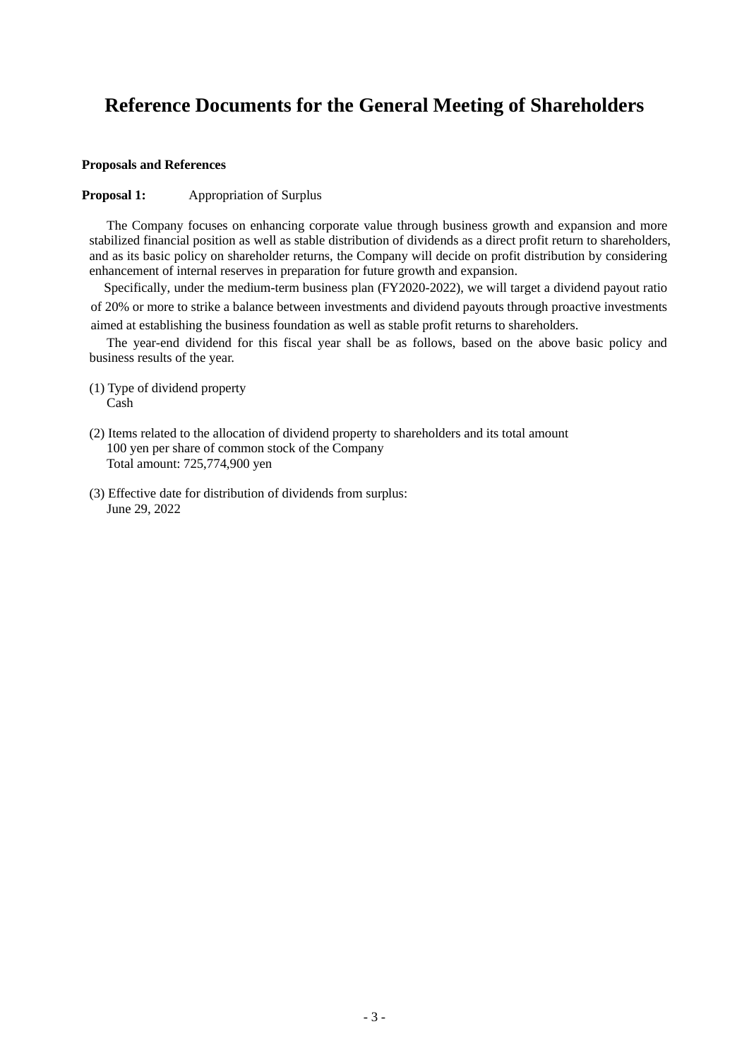# Reference Documents for the General Meeting of Shareholders

**Proposals and References**

**Proposal 1:** Appropriation of Surplus

The Company focuses on enhancing corporate value through business growth and expansion and more stabilized financial position as well as stable distribution of dividends as a direct profit return to shareholders, and as its basic policy on shareholder returns, the Company will decide on profit distribution by considering enhancement of internal reserves in preparation for future growth and expansion.

Specifically, under the medium-term business plan (FY2020-2022), we will target a dividend payout ratio of 20% or more to strike a balance between investments and dividend payouts through proactive investments aimed at establishing the business foundation as well as stable profit returns to shareholders.

The year-end dividend for this fiscal year shall be as follows, based on the above basic policy and business results of the year.

(1) Type of dividend property
Cash

(2) Items related to the allocation of dividend property to shareholders and its total amount
100 yen per share of common stock of the Company
Total amount: 725,774,900 yen

(3) Effective date for distribution of dividends from surplus:
June 29, 2022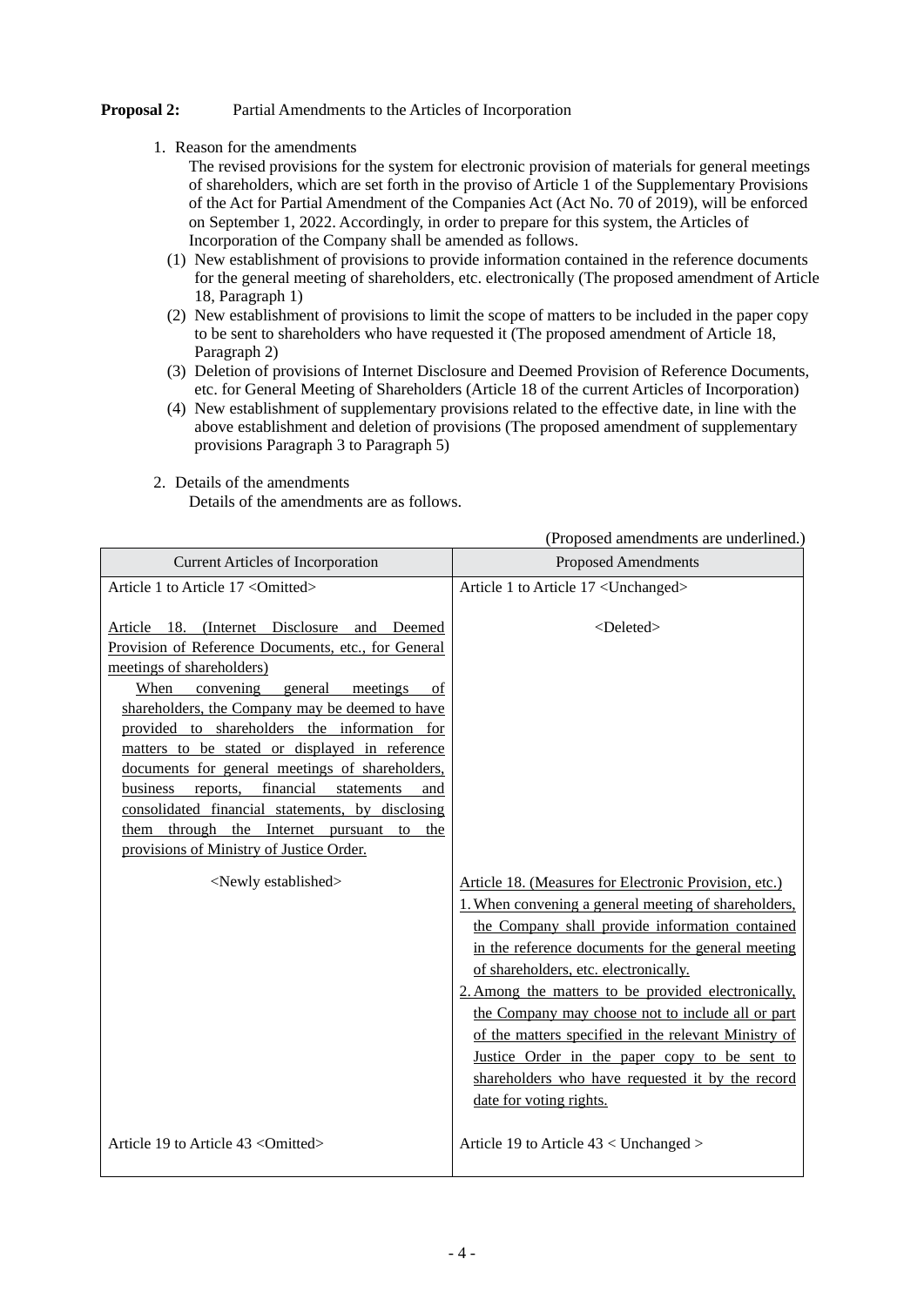**Proposal 2:** Partial Amendments to the Articles of Incorporation

1. Reason for the amendments

   The revised provisions for the system for electronic provision of materials for general meetings of shareholders, which are set forth in the proviso of Article 1 of the Supplementary Provisions of the Act for Partial Amendment of the Companies Act (Act No. 70 of 2019), will be enforced on September 1, 2022. Accordingly, in order to prepare for this system, the Articles of Incorporation of the Company shall be amended as follows.

   (1) New establishment of provisions to provide information contained in the reference documents for the general meeting of shareholders, etc. electronically (The proposed amendment of Article 18, Paragraph 1)
   
   (2) New establishment of provisions to limit the scope of matters to be included in the paper copy to be sent to shareholders who have requested it (The proposed amendment of Article 18, Paragraph 2)
   
   (3) Deletion of provisions of Internet Disclosure and Deemed Provision of Reference Documents, etc. for General Meeting of Shareholders (Article 18 of the current Articles of Incorporation)
   
   (4) New establishment of supplementary provisions related to the effective date, in line with the above establishment and deletion of provisions (The proposed amendment of supplementary provisions Paragraph 3 to Paragraph 5)

2. Details of the amendments

   Details of the amendments are as follows.

(Proposed amendments are underlined.)

| Current Articles of Incorporation | Proposed Amendments |
|---|---|
| Article 1 to Article 17 <Omitted> | Article 1 to Article 17 <Unchanged> |
| <u>Article 18. (Internet Disclosure and Deemed Provision of Reference Documents, etc., for General meetings of shareholders)</u><br><u>When convening general meetings of shareholders, the Company may be deemed to have provided to shareholders the information for matters to be stated or displayed in reference documents for general meetings of shareholders, business reports, financial statements and consolidated financial statements, by disclosing them through the Internet pursuant to the provisions of Ministry of Justice Order.</u> | <Deleted> |
| <Newly established> | <u>Article 18. (Measures for Electronic Provision, etc.)</u><br><u>1. When convening a general meeting of shareholders, the Company shall provide information contained in the reference documents for the general meeting of shareholders, etc. electronically.</u><br><u>2. Among the matters to be provided electronically, the Company may choose not to include all or part of the matters specified in the relevant Ministry of Justice Order in the paper copy to be sent to shareholders who have requested it by the record date for voting rights.</u> |
| Article 19 to Article 43 <Omitted> | Article 19 to Article 43 < Unchanged > |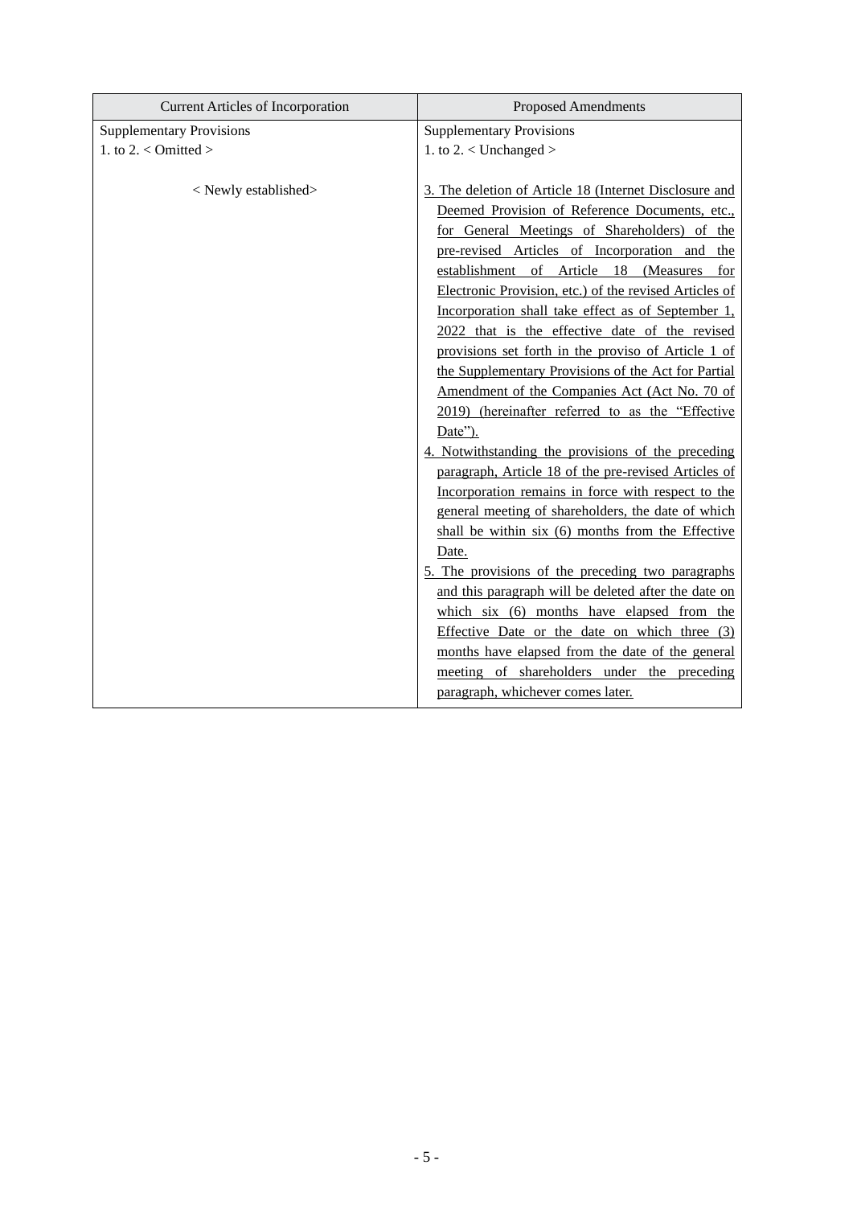| Current Articles of Incorporation | Proposed Amendments |
|---|---|
| Supplementary Provisions<br>1. to 2. < Omitted ><br><br>< Newly established> | Supplementary Provisions<br>1. to 2. < Unchanged ><br><br>3. The deletion of Article 18 (Internet Disclosure and Deemed Provision of Reference Documents, etc., for General Meetings of Shareholders) of the pre-revised Articles of Incorporation and the establishment of Article 18 (Measures for Electronic Provision, etc.) of the revised Articles of Incorporation shall take effect as of September 1, 2022 that is the effective date of the revised provisions set forth in the proviso of Article 1 of the Supplementary Provisions of the Act for Partial Amendment of the Companies Act (Act No. 70 of 2019) (hereinafter referred to as the "Effective Date").<br>4. Notwithstanding the provisions of the preceding paragraph, Article 18 of the pre-revised Articles of Incorporation remains in force with respect to the general meeting of shareholders, the date of which shall be within six (6) months from the Effective Date.<br>5. The provisions of the preceding two paragraphs and this paragraph will be deleted after the date on which six (6) months have elapsed from the Effective Date or the date on which three (3) months have elapsed from the date of the general meeting of shareholders under the preceding paragraph, whichever comes later. |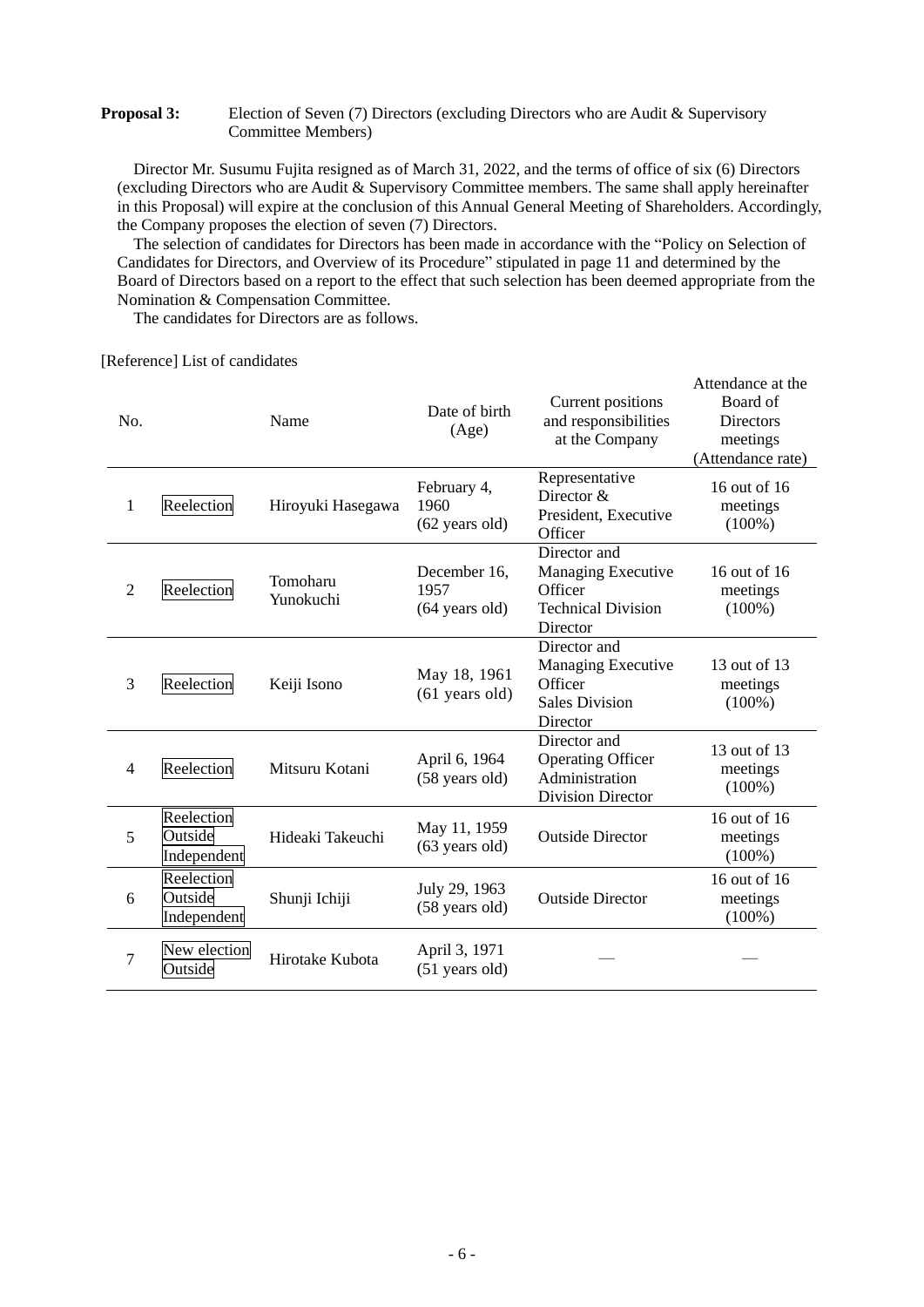**Proposal 3:** Election of Seven (7) Directors (excluding Directors who are Audit & Supervisory Committee Members)

Director Mr. Susumu Fujita resigned as of March 31, 2022, and the terms of office of six (6) Directors (excluding Directors who are Audit & Supervisory Committee members. The same shall apply hereinafter in this Proposal) will expire at the conclusion of this Annual General Meeting of Shareholders. Accordingly, the Company proposes the election of seven (7) Directors.

The selection of candidates for Directors has been made in accordance with the "Policy on Selection of Candidates for Directors, and Overview of its Procedure" stipulated in page 11 and determined by the Board of Directors based on a report to the effect that such selection has been deemed appropriate from the Nomination & Compensation Committee.

The candidates for Directors are as follows.

[Reference] List of candidates

| No. | | Name | Date of birth (Age) | Current positions and responsibilities at the Company | Attendance at the Board of Directors meetings (Attendance rate) |
|---|---|---|---|---|---|
| 1 | Reelection | Hiroyuki Hasegawa | February 4, 1960 (62 years old) | Representative Director & President, Executive Officer | 16 out of 16 meetings (100%) |
| 2 | Reelection | Tomoharu Yunokuchi | December 16, 1957 (64 years old) | Director and Managing Executive Officer Technical Division Director | 16 out of 16 meetings (100%) |
| 3 | Reelection | Keiji Isono | May 18, 1961 (61 years old) | Director and Managing Executive Officer Sales Division Director | 13 out of 13 meetings (100%) |
| 4 | Reelection | Mitsuru Kotani | April 6, 1964 (58 years old) | Director and Operating Officer Administration Division Director | 13 out of 13 meetings (100%) |
| 5 | Reelection Outside Independent | Hideaki Takeuchi | May 11, 1959 (63 years old) | Outside Director | 16 out of 16 meetings (100%) |
| 6 | Reelection Outside Independent | Shunji Ichiji | July 29, 1963 (58 years old) | Outside Director | 16 out of 16 meetings (100%) |
| 7 | New election Outside | Hirotake Kubota | April 3, 1971 (51 years old) | — | — |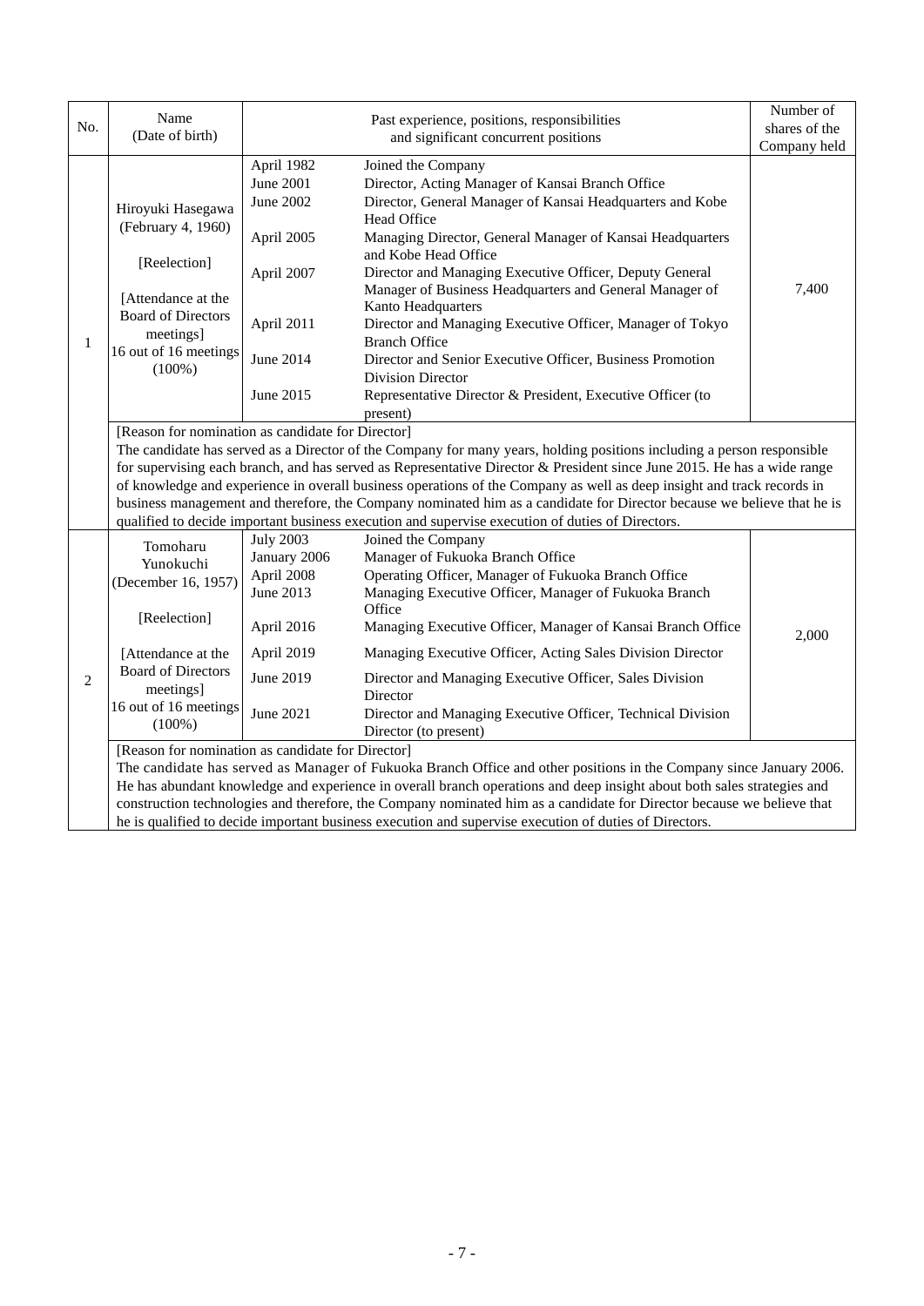| No. | Name (Date of birth) | Past experience, positions, responsibilities and significant concurrent positions | | Number of shares of the Company held |
|---|---|---|---|---|
| 1 | Hiroyuki Hasegawa (February 4, 1960)<br><br>[Reelection]<br><br>[Attendance at the Board of Directors meetings] 16 out of 16 meetings (100%) | April 1982 | Joined the Company | 7,400 |
| | | June 2001 | Director, Acting Manager of Kansai Branch Office | |
| | | June 2002 | Director, General Manager of Kansai Headquarters and Kobe Head Office | |
| | | April 2005 | Managing Director, General Manager of Kansai Headquarters and Kobe Head Office | |
| | | April 2007 | Director and Managing Executive Officer, Deputy General Manager of Business Headquarters and General Manager of Kanto Headquarters | |
| | | April 2011 | Director and Managing Executive Officer, Manager of Tokyo Branch Office | |
| | | June 2014 | Director and Senior Executive Officer, Business Promotion Division Director | |
| | | June 2015 | Representative Director & President, Executive Officer (to present) | |
| | [Reason for nomination as candidate for Director]<br>The candidate has served as a Director of the Company for many years, holding positions including a person responsible for supervising each branch, and has served as Representative Director & President since June 2015. He has a wide range of knowledge and experience in overall business operations of the Company as well as deep insight and track records in business management and therefore, the Company nominated him as a candidate for Director because we believe that he is qualified to decide important business execution and supervise execution of duties of Directors. | | | |
| 2 | Tomoharu Yunokuchi (December 16, 1957)<br><br>[Reelection]<br><br>[Attendance at the Board of Directors meetings] 16 out of 16 meetings (100%) | July 2003 | Joined the Company | 2,000 |
| | | January 2006 | Manager of Fukuoka Branch Office | |
| | | April 2008 | Operating Officer, Manager of Fukuoka Branch Office | |
| | | June 2013 | Managing Executive Officer, Manager of Fukuoka Branch Office | |
| | | April 2016 | Managing Executive Officer, Manager of Kansai Branch Office | |
| | | April 2019 | Managing Executive Officer, Acting Sales Division Director | |
| | | June 2019 | Director and Managing Executive Officer, Sales Division Director | |
| | | June 2021 | Director and Managing Executive Officer, Technical Division Director (to present) | |
| | [Reason for nomination as candidate for Director]<br>The candidate has served as Manager of Fukuoka Branch Office and other positions in the Company since January 2006. He has abundant knowledge and experience in overall branch operations and deep insight about both sales strategies and construction technologies and therefore, the Company nominated him as a candidate for Director because we believe that he is qualified to decide important business execution and supervise execution of duties of Directors. | | | |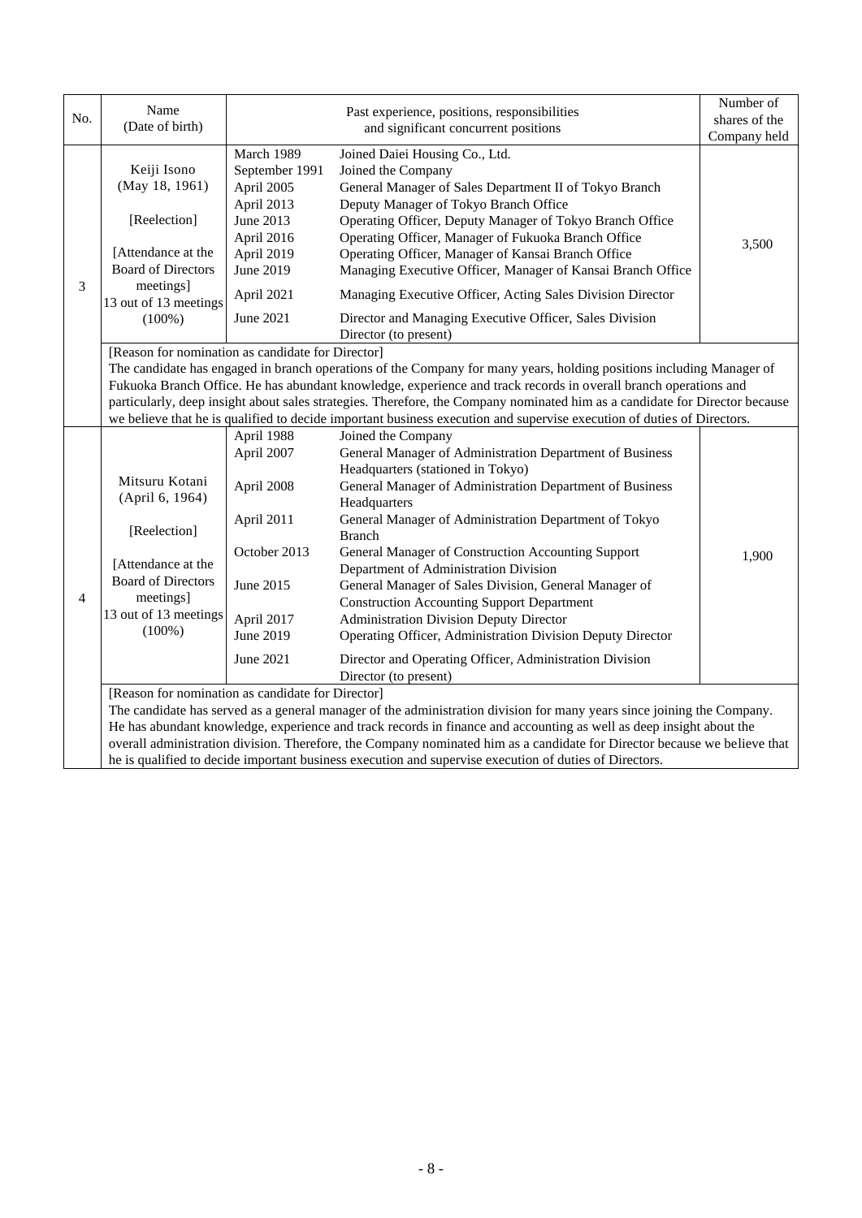| No. | Name (Date of birth) | Past experience, positions, responsibilities and significant concurrent positions | | Number of shares of the Company held |
|---|---|---|---|---|
| 3 | Keiji Isono (May 18, 1961) [Reelection] [Attendance at the Board of Directors meetings] 13 out of 13 meetings (100%) | March 1989 | Joined Daiei Housing Co., Ltd. | 3,500 |
| | | September 1991 | Joined the Company | |
| | | April 2005 | General Manager of Sales Department II of Tokyo Branch | |
| | | April 2013 | Deputy Manager of Tokyo Branch Office | |
| | | June 2013 | Operating Officer, Deputy Manager of Tokyo Branch Office | |
| | | April 2016 | Operating Officer, Manager of Fukuoka Branch Office | |
| | | April 2019 | Operating Officer, Manager of Kansai Branch Office | |
| | | June 2019 | Managing Executive Officer, Manager of Kansai Branch Office | |
| | | April 2021 | Managing Executive Officer, Acting Sales Division Director | |
| | | June 2021 | Director and Managing Executive Officer, Sales Division Director (to present) | |
| | [Reason for nomination as candidate for Director] The candidate has engaged in branch operations of the Company for many years, holding positions including Manager of Fukuoka Branch Office. He has abundant knowledge, experience and track records in overall branch operations and particularly, deep insight about sales strategies. Therefore, the Company nominated him as a candidate for Director because we believe that he is qualified to decide important business execution and supervise execution of duties of Directors. | | | |
| 4 | Mitsuru Kotani (April 6, 1964) [Reelection] [Attendance at the Board of Directors meetings] 13 out of 13 meetings (100%) | April 1988 | Joined the Company | 1,900 |
| | | April 2007 | General Manager of Administration Department of Business Headquarters (stationed in Tokyo) | |
| | | April 2008 | General Manager of Administration Department of Business Headquarters | |
| | | April 2011 | General Manager of Administration Department of Tokyo Branch | |
| | | October 2013 | General Manager of Construction Accounting Support Department of Administration Division | |
| | | June 2015 | General Manager of Sales Division, General Manager of Construction Accounting Support Department | |
| | | April 2017 | Administration Division Deputy Director | |
| | | June 2019 | Operating Officer, Administration Division Deputy Director | |
| | | June 2021 | Director and Operating Officer, Administration Division Director (to present) | |
| | [Reason for nomination as candidate for Director] The candidate has served as a general manager of the administration division for many years since joining the Company. He has abundant knowledge, experience and track records in finance and accounting as well as deep insight about the overall administration division. Therefore, the Company nominated him as a candidate for Director because we believe that he is qualified to decide important business execution and supervise execution of duties of Directors. | | | |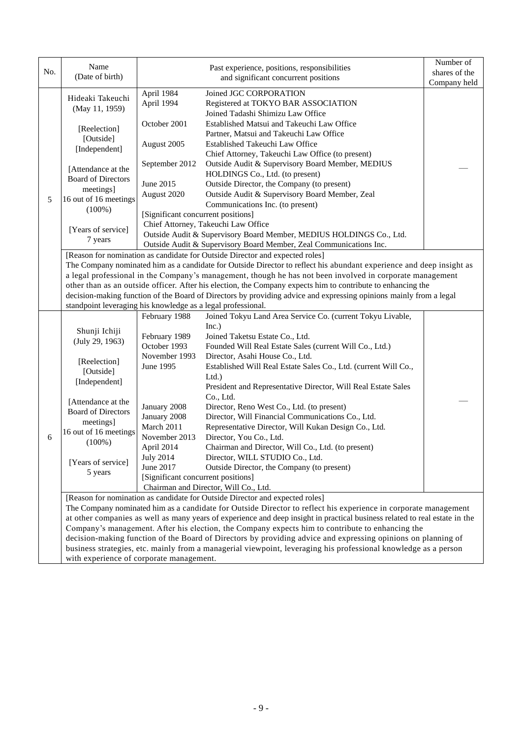| No. | Name (Date of birth) | Past experience, positions, responsibilities and significant concurrent positions | Number of shares of the Company held |
|---|---|---|---|
| 5 | Hideaki Takeuchi (May 11, 1959)<br><br>[Reelection]<br>[Outside]<br>[Independent]<br><br>[Attendance at the Board of Directors meetings]<br>16 out of 16 meetings (100%)<br><br>[Years of service]<br>7 years | April 1984 Joined JGC CORPORATION<br>April 1994 Registered at TOKYO BAR ASSOCIATION<br>Joined Tadashi Shimizu Law Office<br>October 2001 Established Matsui and Takeuchi Law Office<br>Partner, Matsui and Takeuchi Law Office<br>August 2005 Established Takeuchi Law Office<br>Chief Attorney, Takeuchi Law Office (to present)<br>September 2012 Outside Audit & Supervisory Board Member, MEDIUS HOLDINGS Co., Ltd. (to present)<br>June 2015 Outside Director, the Company (to present)<br>August 2020 Outside Audit & Supervisory Board Member, Zeal Communications Inc. (to present)<br>[Significant concurrent positions]<br>Chief Attorney, Takeuchi Law Office<br>Outside Audit & Supervisory Board Member, MEDIUS HOLDINGS Co., Ltd.<br>Outside Audit & Supervisory Board Member, Zeal Communications Inc. | — |
| | [Reason for nomination as candidate for Outside Director and expected roles]<br>The Company nominated him as a candidate for Outside Director to reflect his abundant experience and deep insight as a legal professional in the Company's management, though he has not been involved in corporate management other than as an outside officer. After his election, the Company expects him to contribute to enhancing the decision-making function of the Board of Directors by providing advice and expressing opinions mainly from a legal standpoint leveraging his knowledge as a legal professional. | | |
| 6 | Shunji Ichiji (July 29, 1963)<br><br>[Reelection]<br>[Outside]<br>[Independent]<br><br>[Attendance at the Board of Directors meetings]<br>16 out of 16 meetings (100%)<br><br>[Years of service]<br>5 years | February 1988 Joined Tokyu Land Area Service Co. (current Tokyu Livable, Inc.)<br>February 1989 Joined Taketsu Estate Co., Ltd.<br>October 1993 Founded Will Real Estate Sales (current Will Co., Ltd.)<br>November 1993 Director, Asahi House Co., Ltd.<br>June 1995 Established Will Real Estate Sales Co., Ltd. (current Will Co., Ltd.)<br>President and Representative Director, Will Real Estate Sales Co., Ltd.<br>January 2008 Director, Reno West Co., Ltd. (to present)<br>January 2008 Director, Will Financial Communications Co., Ltd.<br>March 2011 Representative Director, Will Kukan Design Co., Ltd.<br>November 2013 Director, You Co., Ltd.<br>April 2014 Chairman and Director, Will Co., Ltd. (to present)<br>July 2014 Director, WILL STUDIO Co., Ltd.<br>June 2017 Outside Director, the Company (to present)<br>[Significant concurrent positions]<br>Chairman and Director, Will Co., Ltd. | — |
| | [Reason for nomination as candidate for Outside Director and expected roles]<br>The Company nominated him as a candidate for Outside Director to reflect his experience in corporate management at other companies as well as many years of experience and deep insight in practical business related to real estate in the Company's management. After his election, the Company expects him to contribute to enhancing the decision-making function of the Board of Directors by providing advice and expressing opinions on planning of business strategies, etc. mainly from a managerial viewpoint, leveraging his professional knowledge as a person with experience of corporate management. | | |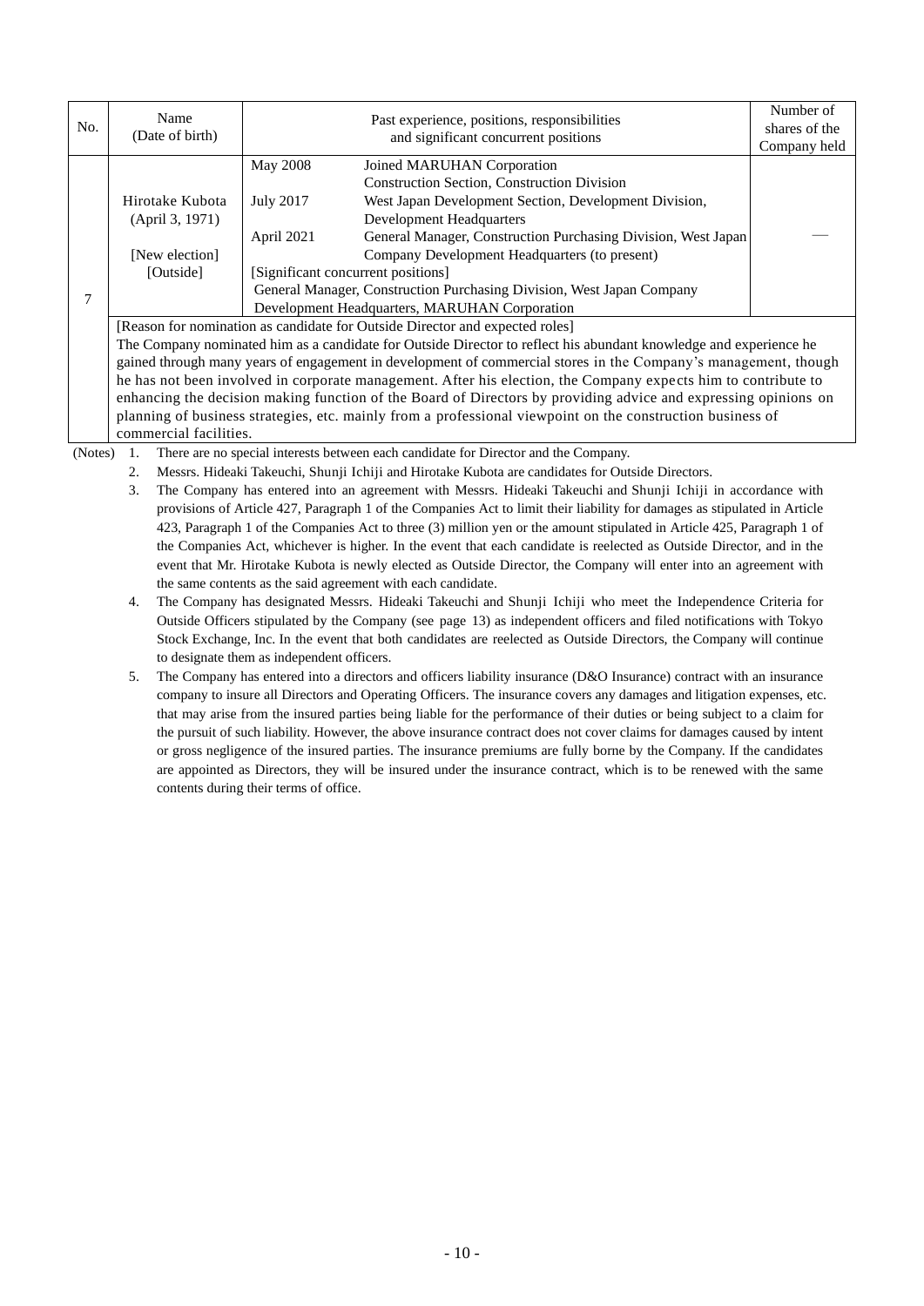| No. | Name (Date of birth) | Past experience, positions, responsibilities and significant concurrent positions | | Number of shares of the Company held |
|---|---|---|---|---|
| 7 | Hirotake Kubota (April 3, 1971) [New election] [Outside] | May 2008 | Joined MARUHAN Corporation Construction Section, Construction Division | — |
| | | July 2017 | West Japan Development Section, Development Division, Development Headquarters | |
| | | April 2021 | General Manager, Construction Purchasing Division, West Japan Company Development Headquarters (to present) | |
| | | [Significant concurrent positions] General Manager, Construction Purchasing Division, West Japan Company Development Headquarters, MARUHAN Corporation | | |
| | [Reason for nomination as candidate for Outside Director and expected roles] The Company nominated him as a candidate for Outside Director to reflect his abundant knowledge and experience he gained through many years of engagement in development of commercial stores in the Company's management, though he has not been involved in corporate management. After his election, the Company expects him to contribute to enhancing the decision making function of the Board of Directors by providing advice and expressing opinions on planning of business strategies, etc. mainly from a professional viewpoint on the construction business of commercial facilities. | | | |

(Notes)

1. There are no special interests between each candidate for Director and the Company.
2. Messrs. Hideaki Takeuchi, Shunji Ichiji and Hirotake Kubota are candidates for Outside Directors.
3. The Company has entered into an agreement with Messrs. Hideaki Takeuchi and Shunji Ichiji in accordance with provisions of Article 427, Paragraph 1 of the Companies Act to limit their liability for damages as stipulated in Article 423, Paragraph 1 of the Companies Act to three (3) million yen or the amount stipulated in Article 425, Paragraph 1 of the Companies Act, whichever is higher. In the event that each candidate is reelected as Outside Director, and in the event that Mr. Hirotake Kubota is newly elected as Outside Director, the Company will enter into an agreement with the same contents as the said agreement with each candidate.
4. The Company has designated Messrs. Hideaki Takeuchi and Shunji Ichiji who meet the Independence Criteria for Outside Officers stipulated by the Company (see page 13) as independent officers and filed notifications with Tokyo Stock Exchange, Inc. In the event that both candidates are reelected as Outside Directors, the Company will continue to designate them as independent officers.
5. The Company has entered into a directors and officers liability insurance (D&O Insurance) contract with an insurance company to insure all Directors and Operating Officers. The insurance covers any damages and litigation expenses, etc. that may arise from the insured parties being liable for the performance of their duties or being subject to a claim for the pursuit of such liability. However, the above insurance contract does not cover claims for damages caused by intent or gross negligence of the insured parties. The insurance premiums are fully borne by the Company. If the candidates are appointed as Directors, they will be insured under the insurance contract, which is to be renewed with the same contents during their terms of office.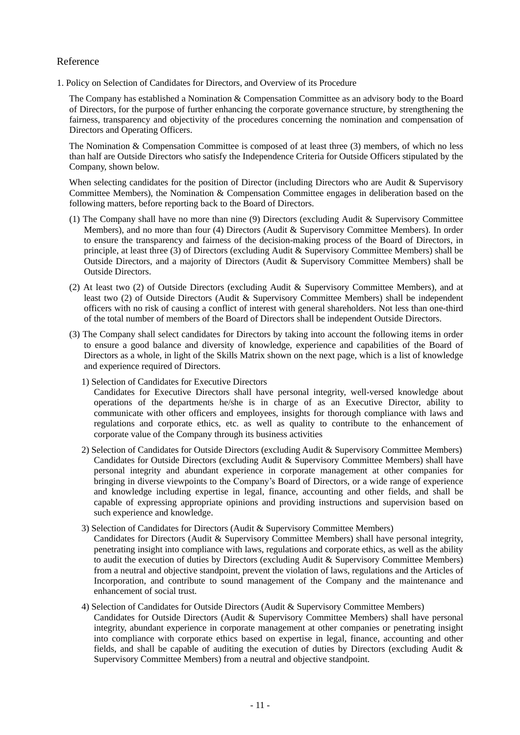# Reference

## 1. Policy on Selection of Candidates for Directors, and Overview of its Procedure

The Company has established a Nomination & Compensation Committee as an advisory body to the Board of Directors, for the purpose of further enhancing the corporate governance structure, by strengthening the fairness, transparency and objectivity of the procedures concerning the nomination and compensation of Directors and Operating Officers.

The Nomination & Compensation Committee is composed of at least three (3) members, of which no less than half are Outside Directors who satisfy the Independence Criteria for Outside Officers stipulated by the Company, shown below.

When selecting candidates for the position of Director (including Directors who are Audit & Supervisory Committee Members), the Nomination & Compensation Committee engages in deliberation based on the following matters, before reporting back to the Board of Directors.

(1) The Company shall have no more than nine (9) Directors (excluding Audit & Supervisory Committee Members), and no more than four (4) Directors (Audit & Supervisory Committee Members). In order to ensure the transparency and fairness of the decision-making process of the Board of Directors, in principle, at least three (3) of Directors (excluding Audit & Supervisory Committee Members) shall be Outside Directors, and a majority of Directors (Audit & Supervisory Committee Members) shall be Outside Directors.

(2) At least two (2) of Outside Directors (excluding Audit & Supervisory Committee Members), and at least two (2) of Outside Directors (Audit & Supervisory Committee Members) shall be independent officers with no risk of causing a conflict of interest with general shareholders. Not less than one-third of the total number of members of the Board of Directors shall be independent Outside Directors.

(3) The Company shall select candidates for Directors by taking into account the following items in order to ensure a good balance and diversity of knowledge, experience and capabilities of the Board of Directors as a whole, in light of the Skills Matrix shown on the next page, which is a list of knowledge and experience required of Directors.

1) Selection of Candidates for Executive Directors
Candidates for Executive Directors shall have personal integrity, well-versed knowledge about operations of the departments he/she is in charge of as an Executive Director, ability to communicate with other officers and employees, insights for thorough compliance with laws and regulations and corporate ethics, etc. as well as quality to contribute to the enhancement of corporate value of the Company through its business activities

2) Selection of Candidates for Outside Directors (excluding Audit & Supervisory Committee Members)
Candidates for Outside Directors (excluding Audit & Supervisory Committee Members) shall have personal integrity and abundant experience in corporate management at other companies for bringing in diverse viewpoints to the Company's Board of Directors, or a wide range of experience and knowledge including expertise in legal, finance, accounting and other fields, and shall be capable of expressing appropriate opinions and providing instructions and supervision based on such experience and knowledge.

3) Selection of Candidates for Directors (Audit & Supervisory Committee Members)
Candidates for Directors (Audit & Supervisory Committee Members) shall have personal integrity, penetrating insight into compliance with laws, regulations and corporate ethics, as well as the ability to audit the execution of duties by Directors (excluding Audit & Supervisory Committee Members) from a neutral and objective standpoint, prevent the violation of laws, regulations and the Articles of Incorporation, and contribute to sound management of the Company and the maintenance and enhancement of social trust.

4) Selection of Candidates for Outside Directors (Audit & Supervisory Committee Members)
Candidates for Outside Directors (Audit & Supervisory Committee Members) shall have personal integrity, abundant experience in corporate management at other companies or penetrating insight into compliance with corporate ethics based on expertise in legal, finance, accounting and other fields, and shall be capable of auditing the execution of duties by Directors (excluding Audit & Supervisory Committee Members) from a neutral and objective standpoint.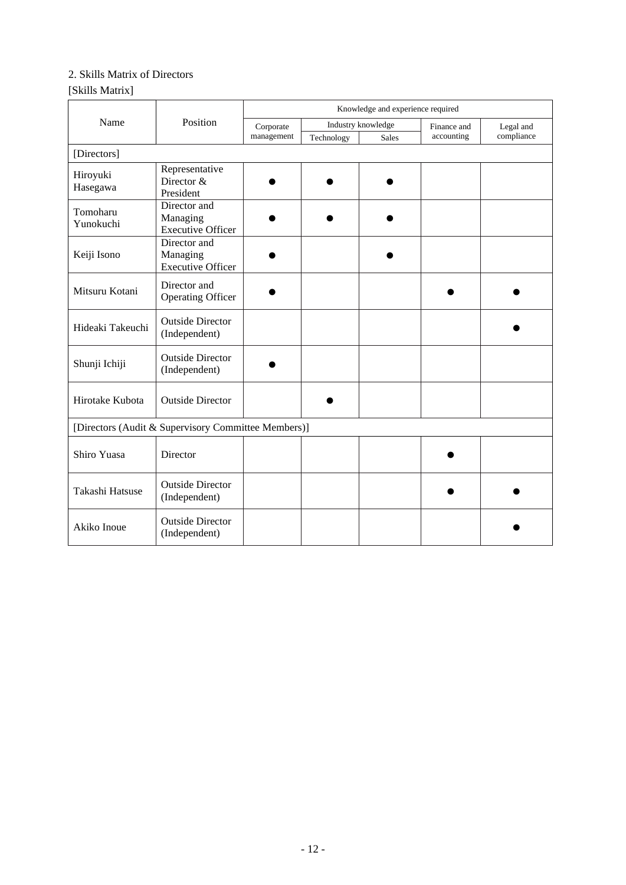2. Skills Matrix of Directors

[Skills Matrix]

| Name | Position | Knowledge and experience required | | | | |
|---|---|---|---|---|---|---|
| | | Corporate management | Industry knowledge | | Finance and accounting | Legal and compliance |
| | | | Technology | Sales | | |
| [Directors] | | | | | | |
| Hiroyuki Hasegawa | Representative Director & President | ● | ● | ● | | |
| Tomoharu Yunokuchi | Director and Managing Executive Officer | ● | ● | ● | | |
| Keiji Isono | Director and Managing Executive Officer | ● | | ● | | |
| Mitsuru Kotani | Director and Operating Officer | ● | | | ● | ● |
| Hideaki Takeuchi | Outside Director (Independent) | | | | | ● |
| Shunji Ichiji | Outside Director (Independent) | ● | | | | |
| Hirotake Kubota | Outside Director | | ● | | | |
| [Directors (Audit & Supervisory Committee Members)] | | | | | | |
| Shiro Yuasa | Director | | | | ● | |
| Takashi Hatsuse | Outside Director (Independent) | | | | ● | ● |
| Akiko Inoue | Outside Director (Independent) | | | | | ● |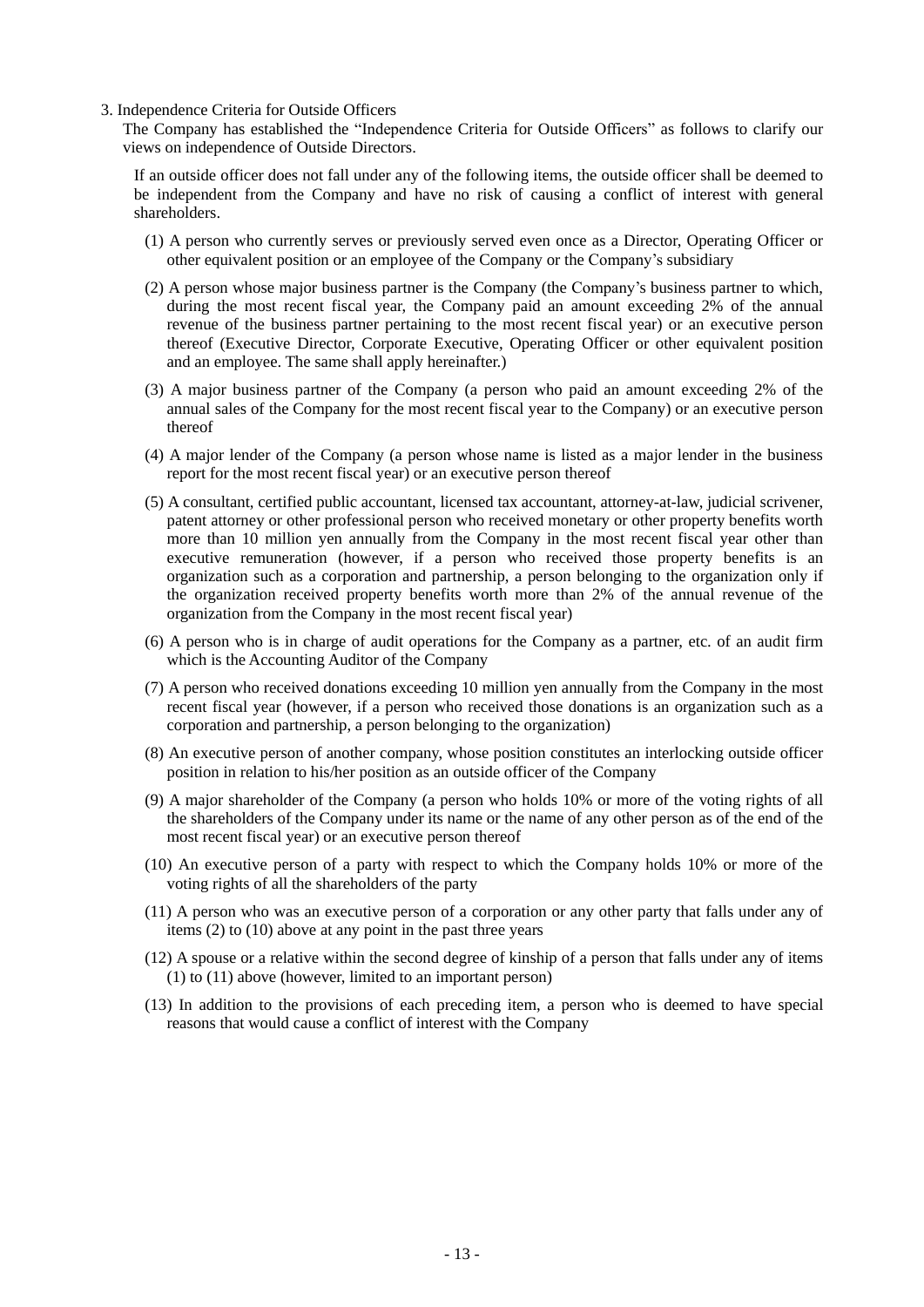3. Independence Criteria for Outside Officers

The Company has established the "Independence Criteria for Outside Officers" as follows to clarify our views on independence of Outside Directors.

If an outside officer does not fall under any of the following items, the outside officer shall be deemed to be independent from the Company and have no risk of causing a conflict of interest with general shareholders.

(1) A person who currently serves or previously served even once as a Director, Operating Officer or other equivalent position or an employee of the Company or the Company's subsidiary

(2) A person whose major business partner is the Company (the Company's business partner to which, during the most recent fiscal year, the Company paid an amount exceeding 2% of the annual revenue of the business partner pertaining to the most recent fiscal year) or an executive person thereof (Executive Director, Corporate Executive, Operating Officer or other equivalent position and an employee. The same shall apply hereinafter.)

(3) A major business partner of the Company (a person who paid an amount exceeding 2% of the annual sales of the Company for the most recent fiscal year to the Company) or an executive person thereof

(4) A major lender of the Company (a person whose name is listed as a major lender in the business report for the most recent fiscal year) or an executive person thereof

(5) A consultant, certified public accountant, licensed tax accountant, attorney-at-law, judicial scrivener, patent attorney or other professional person who received monetary or other property benefits worth more than 10 million yen annually from the Company in the most recent fiscal year other than executive remuneration (however, if a person who received those property benefits is an organization such as a corporation and partnership, a person belonging to the organization only if the organization received property benefits worth more than 2% of the annual revenue of the organization from the Company in the most recent fiscal year)

(6) A person who is in charge of audit operations for the Company as a partner, etc. of an audit firm which is the Accounting Auditor of the Company

(7) A person who received donations exceeding 10 million yen annually from the Company in the most recent fiscal year (however, if a person who received those donations is an organization such as a corporation and partnership, a person belonging to the organization)

(8) An executive person of another company, whose position constitutes an interlocking outside officer position in relation to his/her position as an outside officer of the Company

(9) A major shareholder of the Company (a person who holds 10% or more of the voting rights of all the shareholders of the Company under its name or the name of any other person as of the end of the most recent fiscal year) or an executive person thereof

(10) An executive person of a party with respect to which the Company holds 10% or more of the voting rights of all the shareholders of the party

(11) A person who was an executive person of a corporation or any other party that falls under any of items (2) to (10) above at any point in the past three years

(12) A spouse or a relative within the second degree of kinship of a person that falls under any of items (1) to (11) above (however, limited to an important person)

(13) In addition to the provisions of each preceding item, a person who is deemed to have special reasons that would cause a conflict of interest with the Company